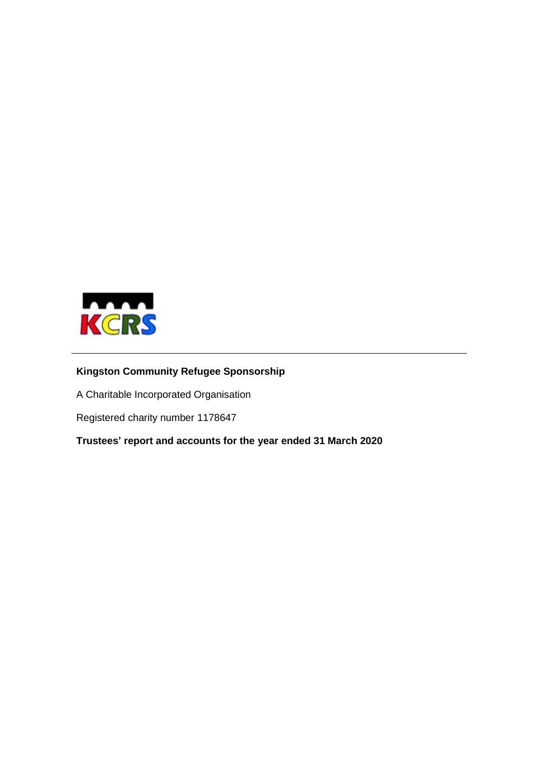KCRS

---

**Kingston Community Refugee Sponsorship**

A Charitable Incorporated Organisation

Registered charity number 1178647

**Trustees' report and accounts for the year ended 31 March 2020**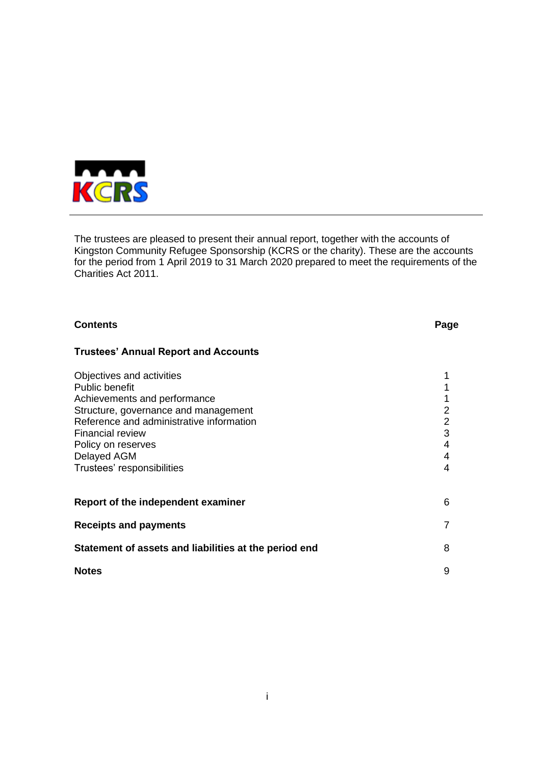KCRS

The trustees are pleased to present their annual report, together with the accounts of Kingston Community Refugee Sponsorship (KCRS or the charity). These are the accounts for the period from 1 April 2019 to 31 March 2020 prepared to meet the requirements of the Charities Act 2011.

| **Contents** | **Page** |
|---|---|
| **Trustees' Annual Report and Accounts** | |
| Objectives and activities | 1 |
| Public benefit | 1 |
| Achievements and performance | 1 |
| Structure, governance and management | 2 |
| Reference and administrative information | 2 |
| Financial review | 3 |
| Policy on reserves | 4 |
| Delayed AGM | 4 |
| Trustees' responsibilities | 4 |
| **Report of the independent examiner** | 6 |
| **Receipts and payments** | 7 |
| **Statement of assets and liabilities at the period end** | 8 |
| **Notes** | 9 |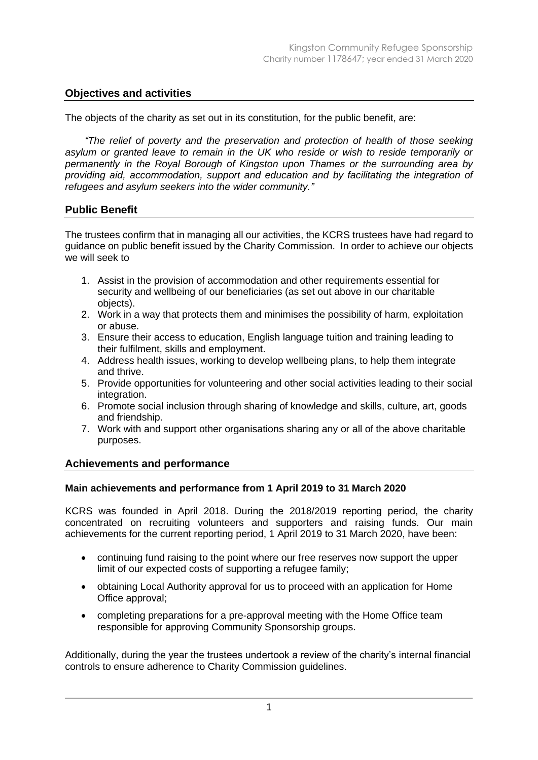## Objectives and activities

The objects of the charity as set out in its constitution, for the public benefit, are:

*"The relief of poverty and the preservation and protection of health of those seeking asylum or granted leave to remain in the UK who reside or wish to reside temporarily or permanently in the Royal Borough of Kingston upon Thames or the surrounding area by providing aid, accommodation, support and education and by facilitating the integration of refugees and asylum seekers into the wider community."*

## Public Benefit

The trustees confirm that in managing all our activities, the KCRS trustees have had regard to guidance on public benefit issued by the Charity Commission. In order to achieve our objects we will seek to

1. Assist in the provision of accommodation and other requirements essential for security and wellbeing of our beneficiaries (as set out above in our charitable objects).
2. Work in a way that protects them and minimises the possibility of harm, exploitation or abuse.
3. Ensure their access to education, English language tuition and training leading to their fulfilment, skills and employment.
4. Address health issues, working to develop wellbeing plans, to help them integrate and thrive.
5. Provide opportunities for volunteering and other social activities leading to their social integration.
6. Promote social inclusion through sharing of knowledge and skills, culture, art, goods and friendship.
7. Work with and support other organisations sharing any or all of the above charitable purposes.

## Achievements and performance

### Main achievements and performance from 1 April 2019 to 31 March 2020

KCRS was founded in April 2018. During the 2018/2019 reporting period, the charity concentrated on recruiting volunteers and supporters and raising funds. Our main achievements for the current reporting period, 1 April 2019 to 31 March 2020, have been:

- continuing fund raising to the point where our free reserves now support the upper limit of our expected costs of supporting a refugee family;
- obtaining Local Authority approval for us to proceed with an application for Home Office approval;
- completing preparations for a pre-approval meeting with the Home Office team responsible for approving Community Sponsorship groups.

Additionally, during the year the trustees undertook a review of the charity's internal financial controls to ensure adherence to Charity Commission guidelines.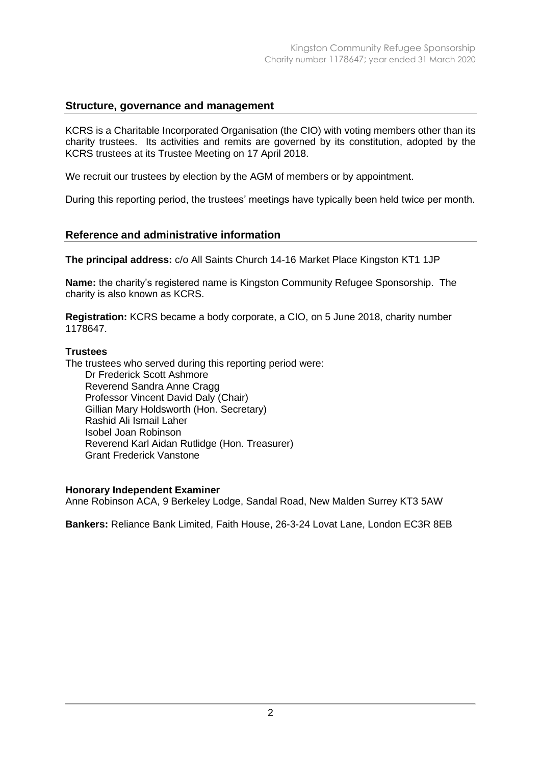## Structure, governance and management

KCRS is a Charitable Incorporated Organisation (the CIO) with voting members other than its charity trustees. Its activities and remits are governed by its constitution, adopted by the KCRS trustees at its Trustee Meeting on 17 April 2018.

We recruit our trustees by election by the AGM of members or by appointment.

During this reporting period, the trustees' meetings have typically been held twice per month.

## Reference and administrative information

**The principal address:** c/o All Saints Church 14-16 Market Place Kingston KT1 1JP

**Name:** the charity's registered name is Kingston Community Refugee Sponsorship. The charity is also known as KCRS.

**Registration:** KCRS became a body corporate, a CIO, on 5 June 2018, charity number 1178647.

**Trustees**

The trustees who served during this reporting period were:

- Dr Frederick Scott Ashmore
- Reverend Sandra Anne Cragg
- Professor Vincent David Daly (Chair)
- Gillian Mary Holdsworth (Hon. Secretary)
- Rashid Ali Ismail Laher
- Isobel Joan Robinson
- Reverend Karl Aidan Rutlidge (Hon. Treasurer)
- Grant Frederick Vanstone

**Honorary Independent Examiner**

Anne Robinson ACA, 9 Berkeley Lodge, Sandal Road, New Malden Surrey KT3 5AW

**Bankers:** Reliance Bank Limited, Faith House, 26-3-24 Lovat Lane, London EC3R 8EB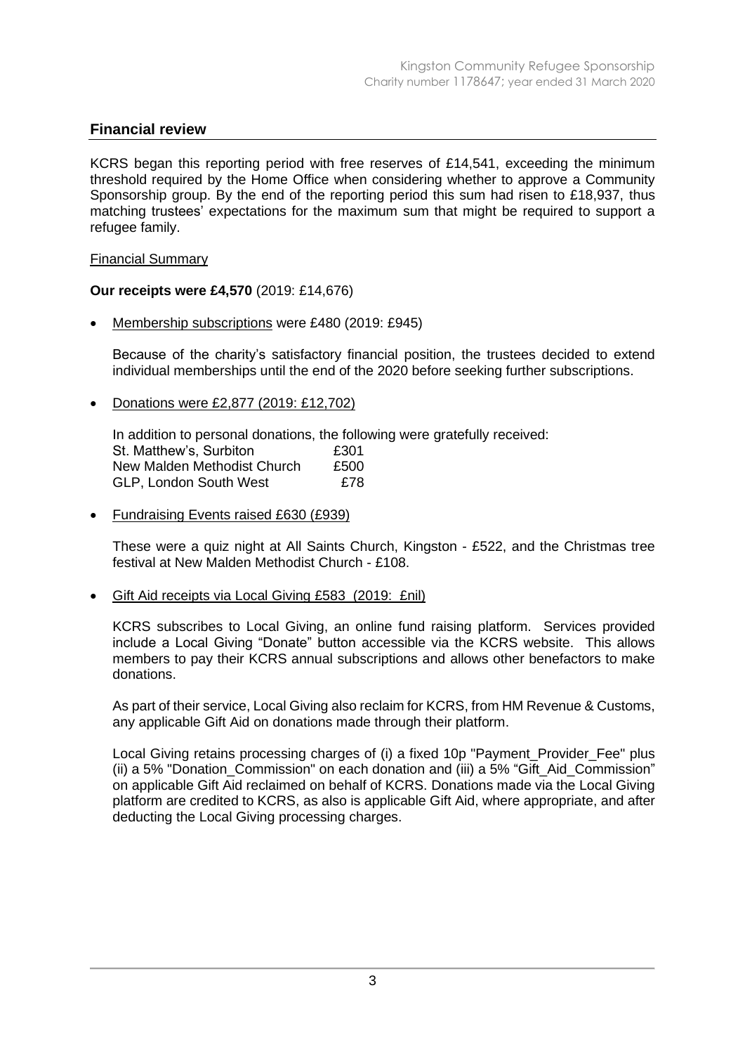## Financial review

KCRS began this reporting period with free reserves of £14,541, exceeding the minimum threshold required by the Home Office when considering whether to approve a Community Sponsorship group. By the end of the reporting period this sum had risen to £18,937, thus matching trustees' expectations for the maximum sum that might be required to support a refugee family.

Financial Summary

**Our receipts were £4,570** (2019: £14,676)

- Membership subscriptions were £480 (2019: £945)

  Because of the charity's satisfactory financial position, the trustees decided to extend individual memberships until the end of the 2020 before seeking further subscriptions.

- Donations were £2,877 (2019: £12,702)

  In addition to personal donations, the following were gratefully received:

  | | |
  |---|---|
  | St. Matthew's, Surbiton | £301 |
  | New Malden Methodist Church | £500 |
  | GLP, London South West | £78 |

- Fundraising Events raised £630 (£939)

  These were a quiz night at All Saints Church, Kingston - £522, and the Christmas tree festival at New Malden Methodist Church - £108.

- Gift Aid receipts via Local Giving £583 (2019: £nil)

  KCRS subscribes to Local Giving, an online fund raising platform. Services provided include a Local Giving "Donate" button accessible via the KCRS website. This allows members to pay their KCRS annual subscriptions and allows other benefactors to make donations.

  As part of their service, Local Giving also reclaim for KCRS, from HM Revenue & Customs, any applicable Gift Aid on donations made through their platform.

  Local Giving retains processing charges of (i) a fixed 10p "Payment_Provider_Fee" plus (ii) a 5% "Donation_Commission" on each donation and (iii) a 5% "Gift_Aid_Commission" on applicable Gift Aid reclaimed on behalf of KCRS. Donations made via the Local Giving platform are credited to KCRS, as also is applicable Gift Aid, where appropriate, and after deducting the Local Giving processing charges.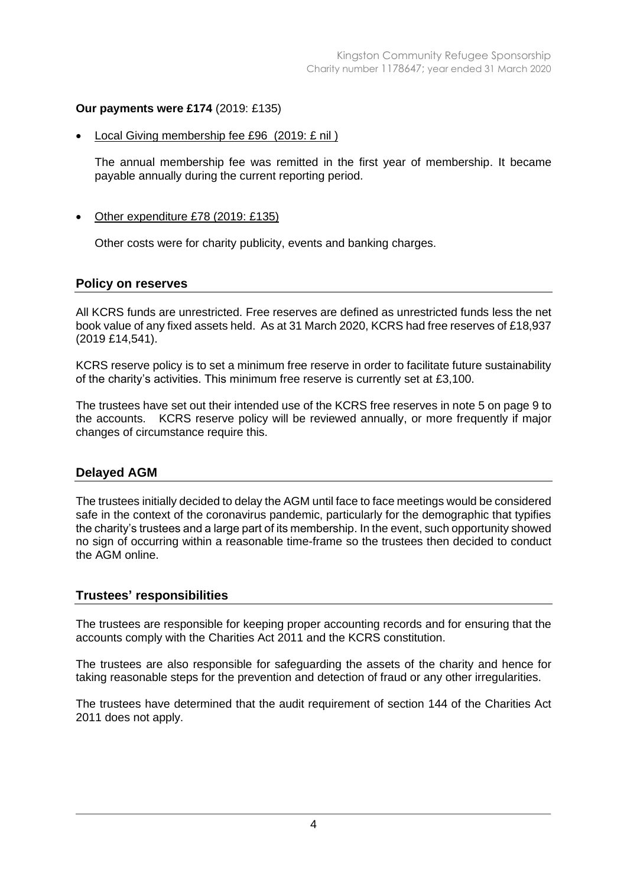**Our payments were £174** (2019: £135)

- Local Giving membership fee £96 (2019: £ nil )

  The annual membership fee was remitted in the first year of membership. It became payable annually during the current reporting period.

- Other expenditure £78 (2019: £135)

  Other costs were for charity publicity, events and banking charges.

## Policy on reserves

All KCRS funds are unrestricted. Free reserves are defined as unrestricted funds less the net book value of any fixed assets held. As at 31 March 2020, KCRS had free reserves of £18,937 (2019 £14,541).

KCRS reserve policy is to set a minimum free reserve in order to facilitate future sustainability of the charity's activities. This minimum free reserve is currently set at £3,100.

The trustees have set out their intended use of the KCRS free reserves in note 5 on page 9 to the accounts. KCRS reserve policy will be reviewed annually, or more frequently if major changes of circumstance require this.

## Delayed AGM

The trustees initially decided to delay the AGM until face to face meetings would be considered safe in the context of the coronavirus pandemic, particularly for the demographic that typifies the charity's trustees and a large part of its membership. In the event, such opportunity showed no sign of occurring within a reasonable time-frame so the trustees then decided to conduct the AGM online.

## Trustees' responsibilities

The trustees are responsible for keeping proper accounting records and for ensuring that the accounts comply with the Charities Act 2011 and the KCRS constitution.

The trustees are also responsible for safeguarding the assets of the charity and hence for taking reasonable steps for the prevention and detection of fraud or any other irregularities.

The trustees have determined that the audit requirement of section 144 of the Charities Act 2011 does not apply.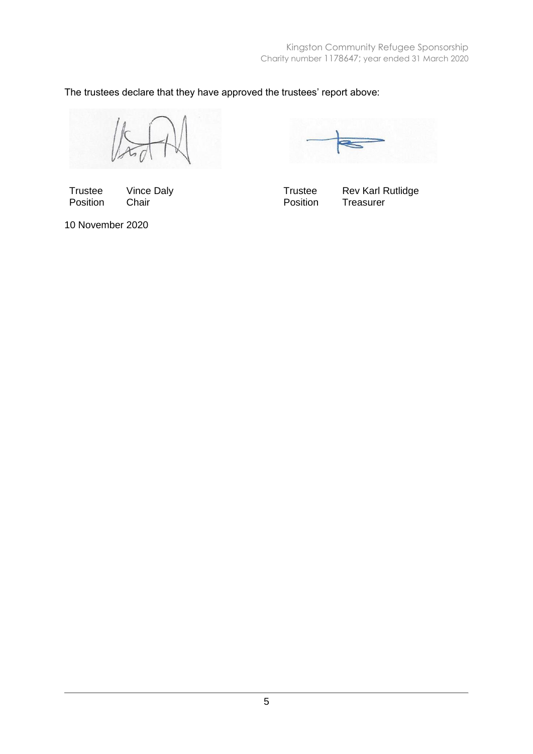The trustees declare that they have approved the trustees' report above:

| | | | |
|---|---|---|---|
| Trustee | Vince Daly | Trustee | Rev Karl Rutlidge |
| Position | Chair | Position | Treasurer |

10 November 2020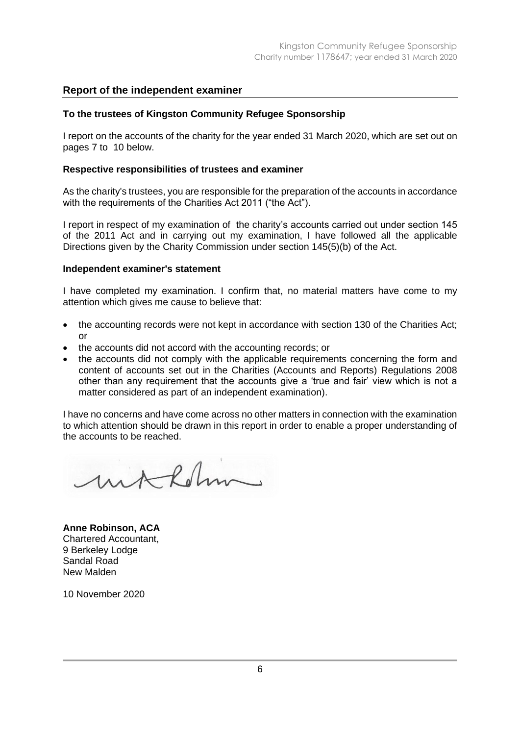## Report of the independent examiner

**To the trustees of Kingston Community Refugee Sponsorship**

I report on the accounts of the charity for the year ended 31 March 2020, which are set out on pages 7 to 10 below.

**Respective responsibilities of trustees and examiner**

As the charity's trustees, you are responsible for the preparation of the accounts in accordance with the requirements of the Charities Act 2011 ("the Act").

I report in respect of my examination of the charity's accounts carried out under section 145 of the 2011 Act and in carrying out my examination, I have followed all the applicable Directions given by the Charity Commission under section 145(5)(b) of the Act.

**Independent examiner's statement**

I have completed my examination. I confirm that, no material matters have come to my attention which gives me cause to believe that:

- the accounting records were not kept in accordance with section 130 of the Charities Act; or
- the accounts did not accord with the accounting records; or
- the accounts did not comply with the applicable requirements concerning the form and content of accounts set out in the Charities (Accounts and Reports) Regulations 2008 other than any requirement that the accounts give a 'true and fair' view which is not a matter considered as part of an independent examination).

I have no concerns and have come across no other matters in connection with the examination to which attention should be drawn in this report in order to enable a proper understanding of the accounts to be reached.

**Anne Robinson, ACA**
Chartered Accountant,
9 Berkeley Lodge
Sandal Road
New Malden

10 November 2020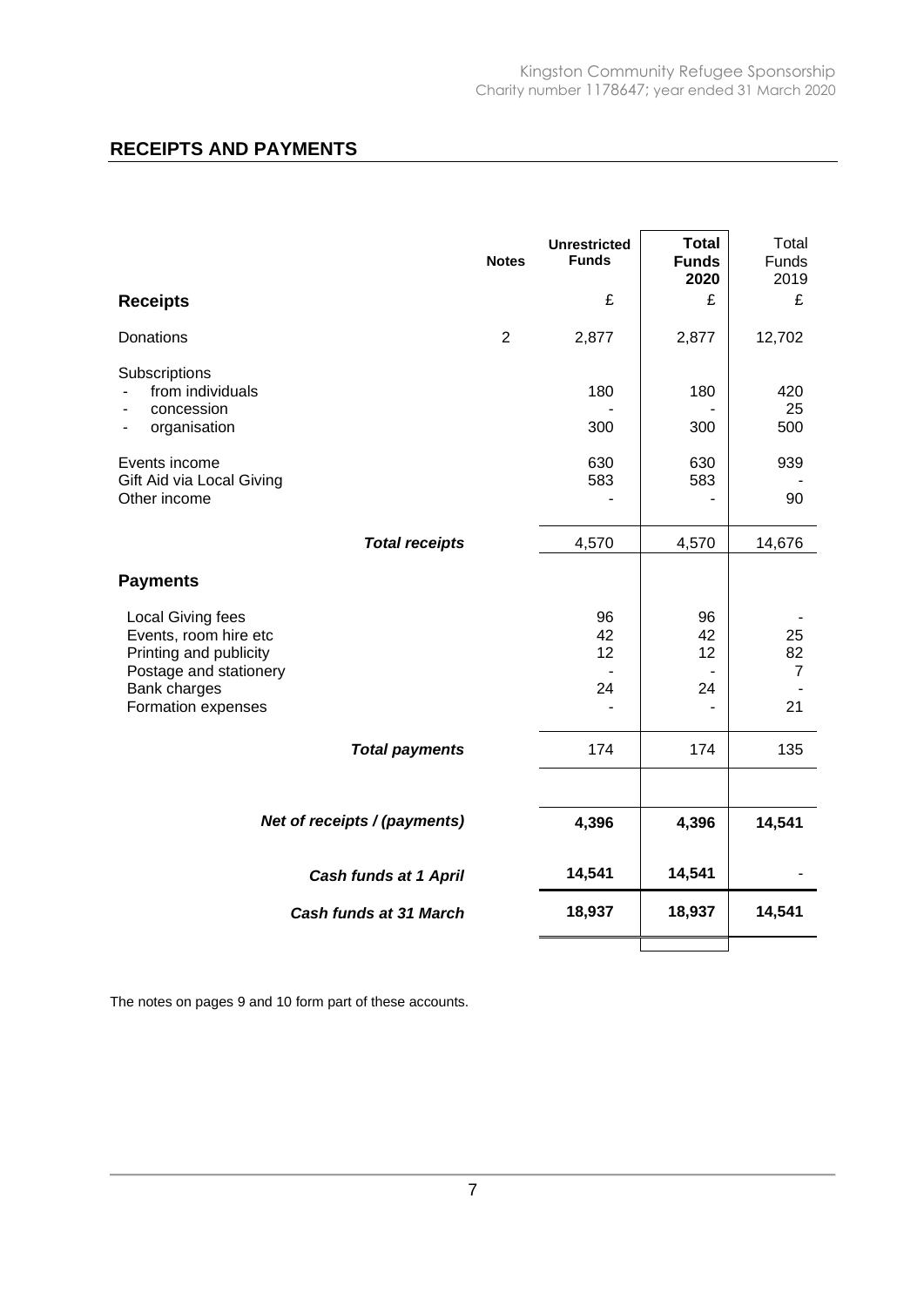## RECEIPTS AND PAYMENTS

| | Notes | Unrestricted Funds | Total Funds 2020 | Total Funds 2019 |
|---|---|---|---|---|
| **Receipts** | | £ | £ | £ |
| Donations | 2 | 2,877 | 2,877 | 12,702 |
| Subscriptions | | | | |
| - from individuals | | 180 | 180 | 420 |
| - concession | | - | - | 25 |
| - organisation | | 300 | 300 | 500 |
| Events income | | 630 | 630 | 939 |
| Gift Aid via Local Giving | | 583 | 583 | - |
| Other income | | - | - | 90 |
| ***Total receipts*** | | 4,570 | 4,570 | 14,676 |
| **Payments** | | | | |
| Local Giving fees | | 96 | 96 | - |
| Events, room hire etc | | 42 | 42 | 25 |
| Printing and publicity | | 12 | 12 | 82 |
| Postage and stationery | | - | - | 7 |
| Bank charges | | 24 | 24 | - |
| Formation expenses | | - | - | 21 |
| ***Total payments*** | | 174 | 174 | 135 |
| ***Net of receipts / (payments)*** | | **4,396** | **4,396** | **14,541** |
| ***Cash funds at 1 April*** | | **14,541** | **14,541** | - |
| ***Cash funds at 31 March*** | | **18,937** | **18,937** | **14,541** |

The notes on pages 9 and 10 form part of these accounts.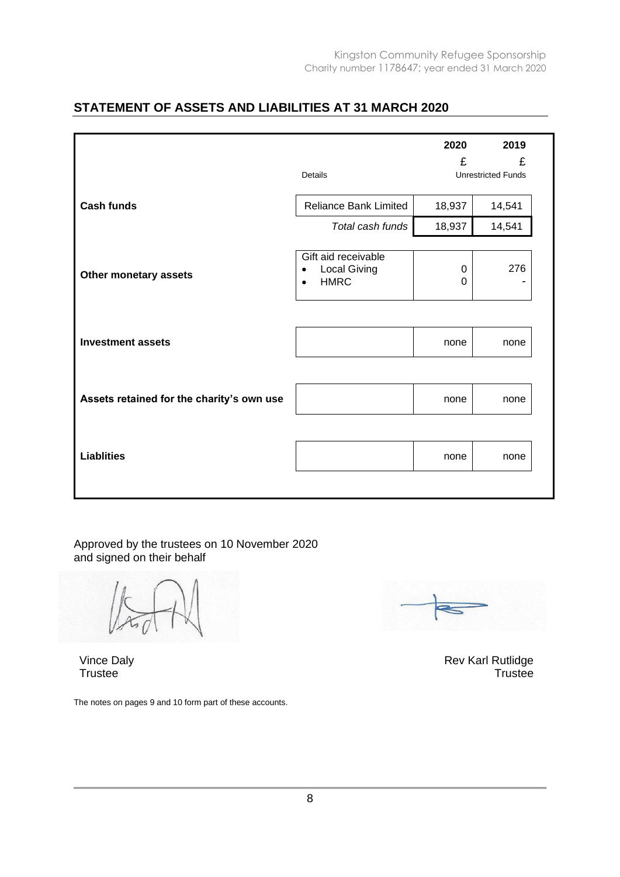## STATEMENT OF ASSETS AND LIABILITIES AT 31 MARCH 2020

| | Details | 2020 £ | 2019 £ Unrestricted Funds |
|---|---|---|---|
| **Cash funds** | Reliance Bank Limited | 18,937 | 14,541 |
| | *Total cash funds* | 18,937 | 14,541 |
| **Other monetary assets** | Gift aid receivable | | |
| | • Local Giving | 0 | 276 |
| | • HMRC | 0 | - |
| **Investment assets** | | none | none |
| **Assets retained for the charity's own use** | | none | none |
| **Liablities** | | none | none |

Approved by the trustees on 10 November 2020
and signed on their behalf

Vince Daly
Trustee

Rev Karl Rutlidge
Trustee

The notes on pages 9 and 10 form part of these accounts.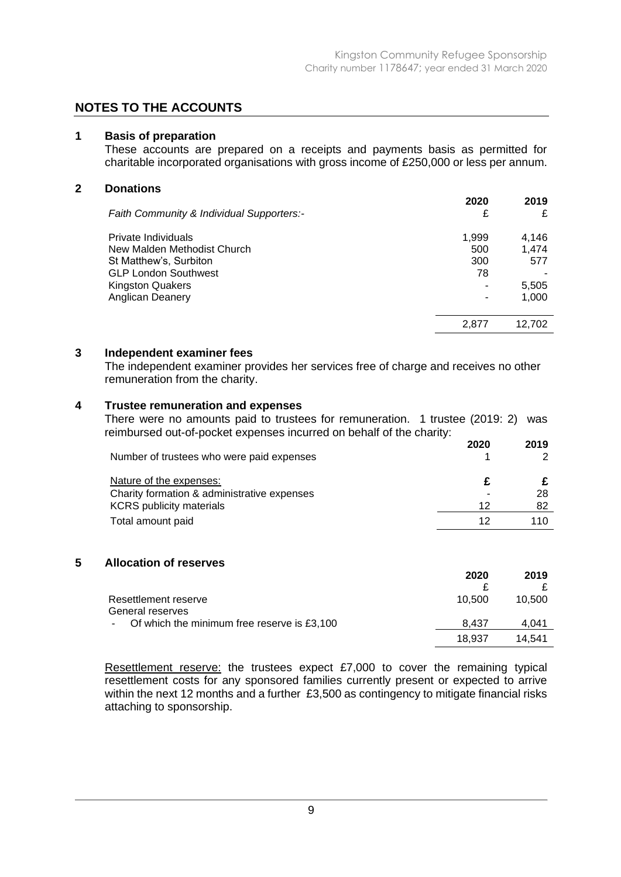## NOTES TO THE ACCOUNTS

### 1 Basis of preparation

These accounts are prepared on a receipts and payments basis as permitted for charitable incorporated organisations with gross income of £250,000 or less per annum.

### 2 Donations

| | 2020 | 2019 |
|---|---|---|
| *Faith Community & Individual Supporters:-* | £ | £ |
| Private Individuals | 1,999 | 4,146 |
| New Malden Methodist Church | 500 | 1,474 |
| St Matthew's, Surbiton | 300 | 577 |
| GLP London Southwest | 78 | - |
| Kingston Quakers | - | 5,505 |
| Anglican Deanery | - | 1,000 |
| | 2,877 | 12,702 |

### 3 Independent examiner fees

The independent examiner provides her services free of charge and receives no other remuneration from the charity.

### 4 Trustee remuneration and expenses

There were no amounts paid to trustees for remuneration. 1 trustee (2019: 2) was reimbursed out-of-pocket expenses incurred on behalf of the charity:

| | 2020 | 2019 |
|---|---|---|
| Number of trustees who were paid expenses | 1 | 2 |
| <u>Nature of the expenses:</u> | £ | £ |
| Charity formation & administrative expenses | - | 28 |
| KCRS publicity materials | 12 | 82 |
| Total amount paid | 12 | 110 |

### 5 Allocation of reserves

| | 2020 | 2019 |
|---|---|---|
| | £ | £ |
| Resettlement reserve | 10,500 | 10,500 |
| General reserves | | |
| - Of which the minimum free reserve is £3,100 | 8,437 | 4,041 |
| | 18,937 | 14,541 |

<u>Resettlement reserve:</u> the trustees expect £7,000 to cover the remaining typical resettlement costs for any sponsored families currently present or expected to arrive within the next 12 months and a further £3,500 as contingency to mitigate financial risks attaching to sponsorship.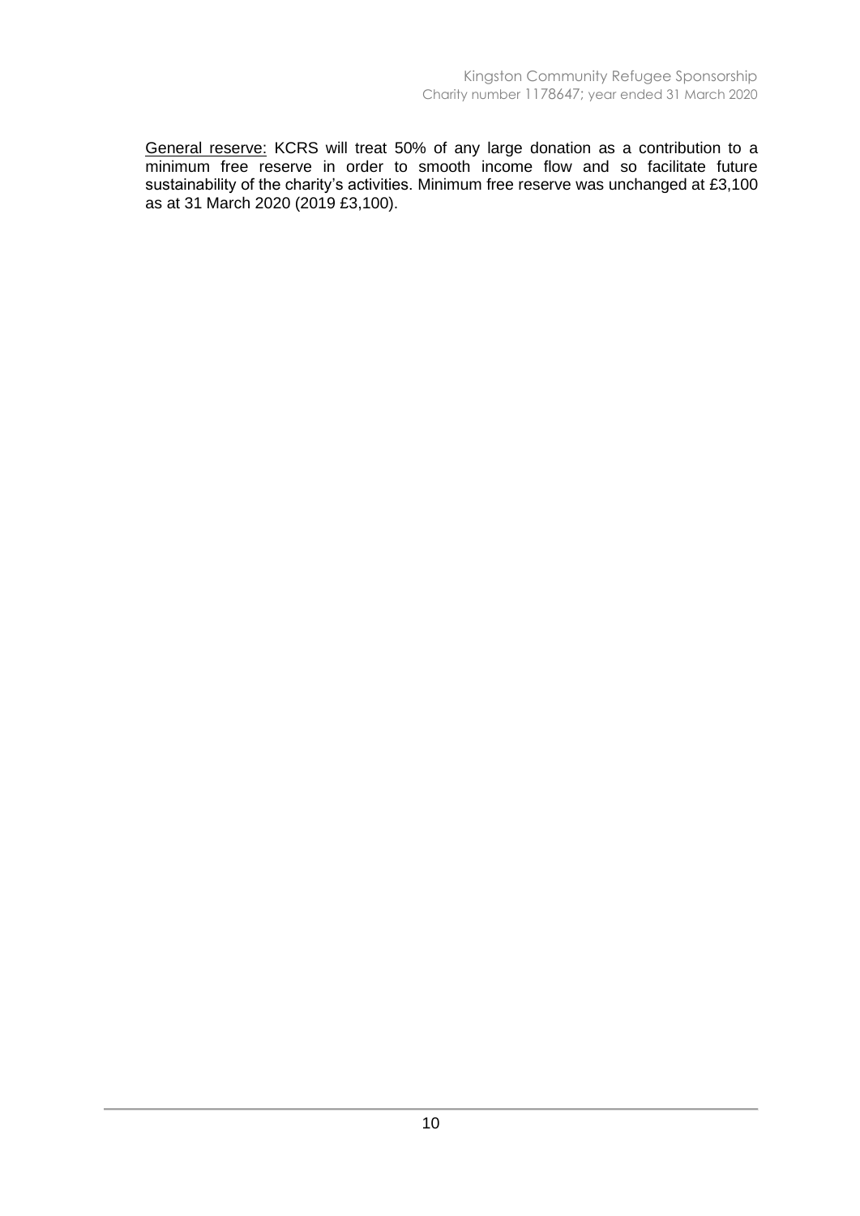General reserve: KCRS will treat 50% of any large donation as a contribution to a minimum free reserve in order to smooth income flow and so facilitate future sustainability of the charity's activities. Minimum free reserve was unchanged at £3,100 as at 31 March 2020 (2019 £3,100).